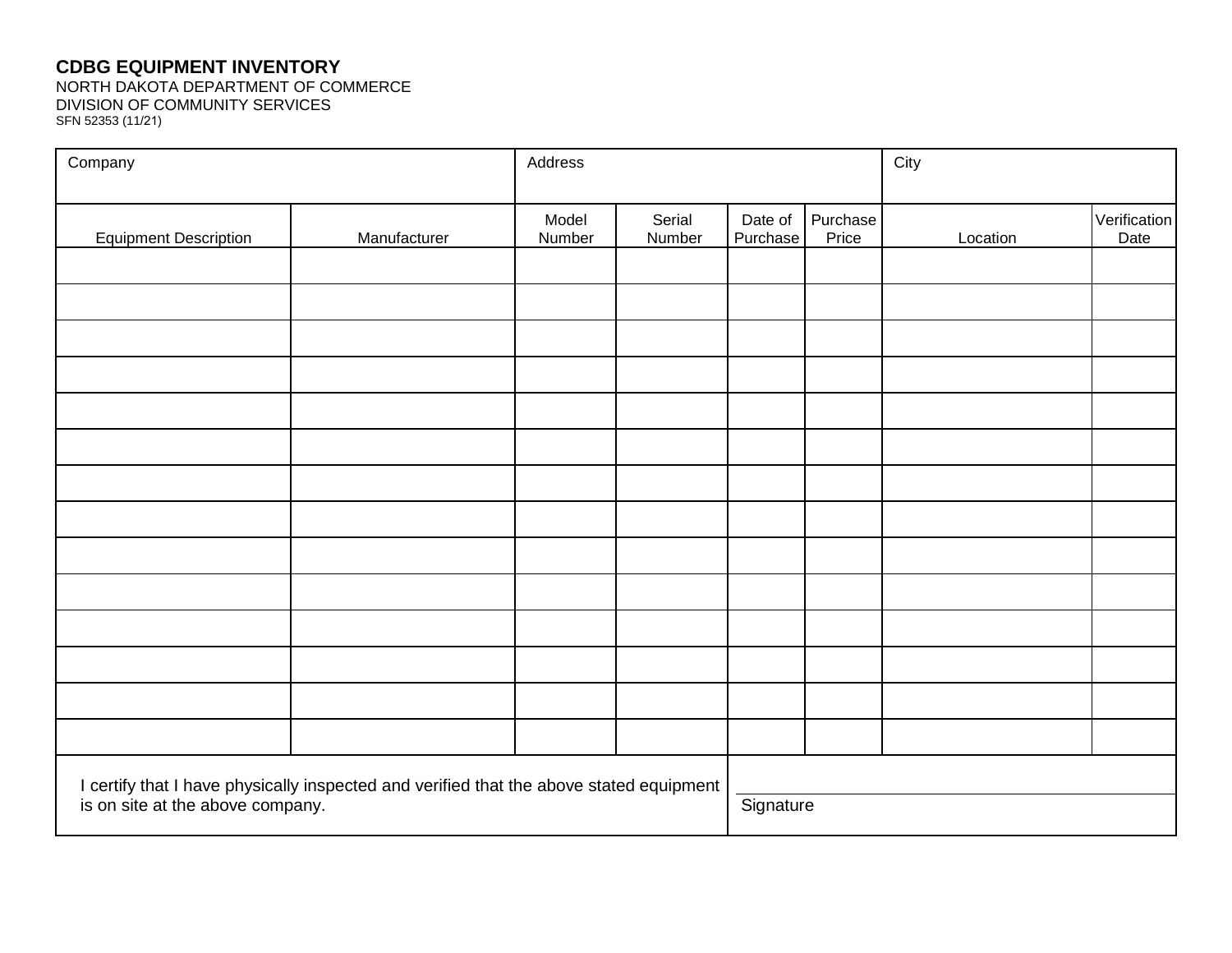**CDBG EQUIPMENT INVENTORY**
NORTH DAKOTA DEPARTMENT OF COMMERCE
DIVISION OF COMMUNITY SERVICES
SFN 52353 (11/21)

| Company | | Address | | | | City | |
|---|---|---|---|---|---|---|---|
| Equipment Description | Manufacturer | Model Number | Serial Number | Date of Purchase | Purchase Price | Location | Verification Date |
| | | | | | | | |
| | | | | | | | |
| | | | | | | | |
| | | | | | | | |
| | | | | | | | |
| | | | | | | | |
| | | | | | | | |
| | | | | | | | |
| | | | | | | | |
| | | | | | | | |
| | | | | | | | |
| | | | | | | | |
| | | | | | | | |
| | | | | | | | |

I certify that I have physically inspected and verified that the above stated equipment is on site at the above company.

Signature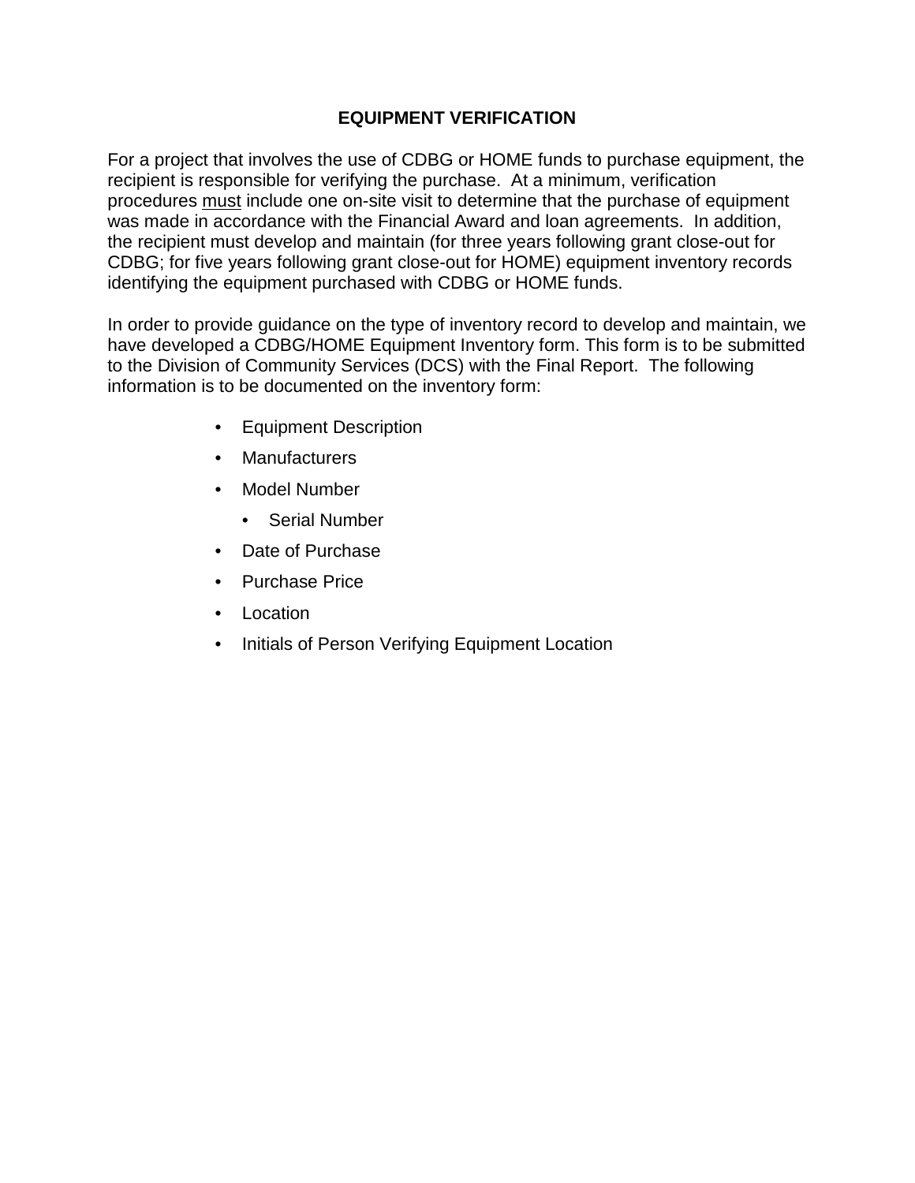# EQUIPMENT VERIFICATION

For a project that involves the use of CDBG or HOME funds to purchase equipment, the recipient is responsible for verifying the purchase. At a minimum, verification procedures <u>must</u> include one on-site visit to determine that the purchase of equipment was made in accordance with the Financial Award and loan agreements. In addition, the recipient must develop and maintain (for three years following grant close-out for CDBG; for five years following grant close-out for HOME) equipment inventory records identifying the equipment purchased with CDBG or HOME funds.

In order to provide guidance on the type of inventory record to develop and maintain, we have developed a CDBG/HOME Equipment Inventory form. This form is to be submitted to the Division of Community Services (DCS) with the Final Report. The following information is to be documented on the inventory form:

- Equipment Description
- Manufacturers
- Model Number
  - Serial Number
- Date of Purchase
- Purchase Price
- Location
- Initials of Person Verifying Equipment Location